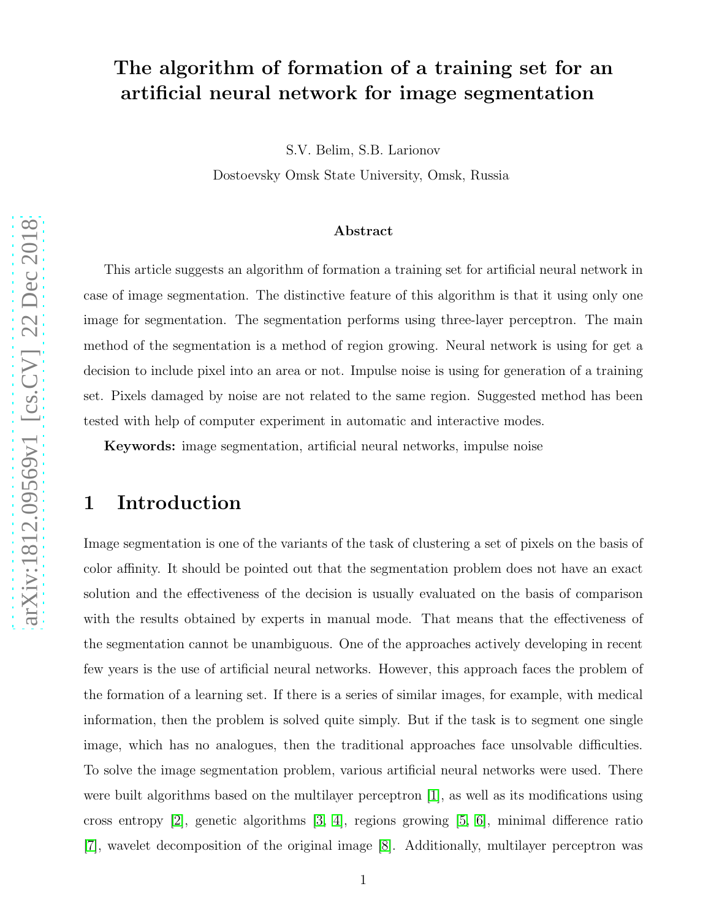# The algorithm of formation of a training set for an artificial neural network for image segmentation

S.V. Belim, S.B. Larionov

Dostoevsky Omsk State University, Omsk, Russia

## Abstract

This article suggests an algorithm of formation a training set for artificial neural network in case of image segmentation. The distinctive feature of this algorithm is that it using only one image for segmentation. The segmentation performs using three-layer perceptron. The main method of the segmentation is a method of region growing. Neural network is using for get a decision to include pixel into an area or not. Impulse noise is using for generation of a training set. Pixels damaged by noise are not related to the same region. Suggested method has been tested with help of computer experiment in automatic and interactive modes.

**Keywords:** image segmentation, artificial neural networks, impulse noise

## 1 Introduction

Image segmentation is one of the variants of the task of clustering a set of pixels on the basis of color affinity. It should be pointed out that the segmentation problem does not have an exact solution and the effectiveness of the decision is usually evaluated on the basis of comparison with the results obtained by experts in manual mode. That means that the effectiveness of the segmentation cannot be unambiguous. One of the approaches actively developing in recent few years is the use of artificial neural networks. However, this approach faces the problem of the formation of a learning set. If there is a series of similar images, for example, with medical information, then the problem is solved quite simply. But if the task is to segment one single image, which has no analogues, then the traditional approaches face unsolvable difficulties. To solve the image segmentation problem, various artificial neural networks were used. There were built algorithms based on the multilayer perceptron [1], as well as its modifications using cross entropy [2], genetic algorithms [3, 4], regions growing [5, 6], minimal difference ratio [7], wavelet decomposition of the original image [8]. Additionally, multilayer perceptron was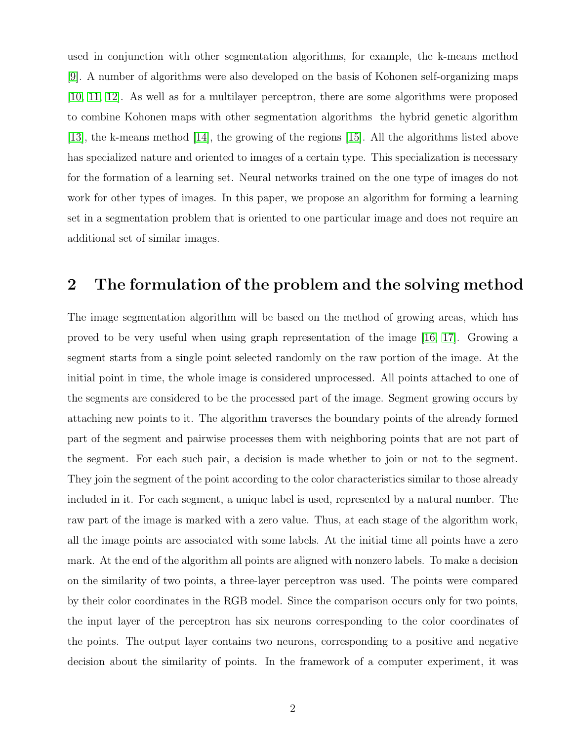used in conjunction with other segmentation algorithms, for example, the k-means method [9]. A number of algorithms were also developed on the basis of Kohonen self-organizing maps [10, 11, 12]. As well as for a multilayer perceptron, there are some algorithms were proposed to combine Kohonen maps with other segmentation algorithms the hybrid genetic algorithm [13], the k-means method [14], the growing of the regions [15]. All the algorithms listed above has specialized nature and oriented to images of a certain type. This specialization is necessary for the formation of a learning set. Neural networks trained on the one type of images do not work for other types of images. In this paper, we propose an algorithm for forming a learning set in a segmentation problem that is oriented to one particular image and does not require an additional set of similar images.

## 2 The formulation of the problem and the solving method

The image segmentation algorithm will be based on the method of growing areas, which has proved to be very useful when using graph representation of the image [16, 17]. Growing a segment starts from a single point selected randomly on the raw portion of the image. At the initial point in time, the whole image is considered unprocessed. All points attached to one of the segments are considered to be the processed part of the image. Segment growing occurs by attaching new points to it. The algorithm traverses the boundary points of the already formed part of the segment and pairwise processes them with neighboring points that are not part of the segment. For each such pair, a decision is made whether to join or not to the segment. They join the segment of the point according to the color characteristics similar to those already included in it. For each segment, a unique label is used, represented by a natural number. The raw part of the image is marked with a zero value. Thus, at each stage of the algorithm work, all the image points are associated with some labels. At the initial time all points have a zero mark. At the end of the algorithm all points are aligned with nonzero labels. To make a decision on the similarity of two points, a three-layer perceptron was used. The points were compared by their color coordinates in the RGB model. Since the comparison occurs only for two points, the input layer of the perceptron has six neurons corresponding to the color coordinates of the points. The output layer contains two neurons, corresponding to a positive and negative decision about the similarity of points. In the framework of a computer experiment, it was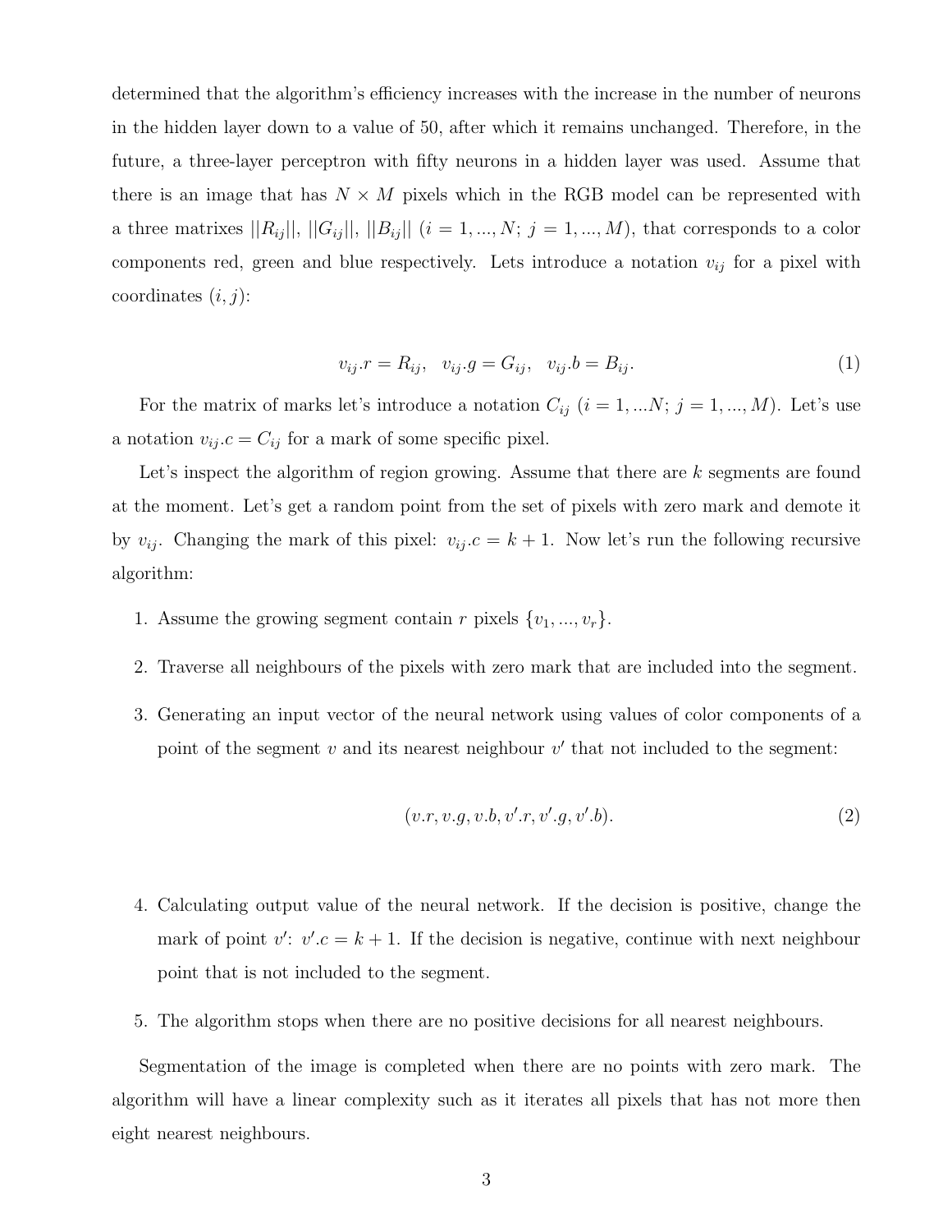determined that the algorithm's efficiency increases with the increase in the number of neurons in the hidden layer down to a value of 50, after which it remains unchanged. Therefore, in the future, a three-layer perceptron with fifty neurons in a hidden layer was used. Assume that there is an image that has $N \times M$ pixels which in the RGB model can be represented with a three matrixes $||R_{ij}||$, $||G_{ij}||$, $||B_{ij}||$ $(i = 1, ..., N;\ j = 1, ..., M)$, that corresponds to a color components red, green and blue respectively. Lets introduce a notation $v_{ij}$ for a pixel with coordinates $(i, j)$:

$$v_{ij}.r = R_{ij}, \quad v_{ij}.g = G_{ij}, \quad v_{ij}.b = B_{ij}. \tag{1}$$

For the matrix of marks let's introduce a notation $C_{ij}$ $(i = 1, ...N;\ j = 1, ..., M)$. Let's use a notation $v_{ij}.c = C_{ij}$ for a mark of some specific pixel.

Let's inspect the algorithm of region growing. Assume that there are $k$ segments are found at the moment. Let's get a random point from the set of pixels with zero mark and demote it by $v_{ij}$. Changing the mark of this pixel: $v_{ij}.c = k + 1$. Now let's run the following recursive algorithm:

1. Assume the growing segment contain $r$ pixels $\{v_1, ..., v_r\}$.
2. Traverse all neighbours of the pixels with zero mark that are included into the segment.
3. Generating an input vector of the neural network using values of color components of a point of the segment $v$ and its nearest neighbour $v'$ that not included to the segment:

$$(v.r, v.g, v.b, v'.r, v'.g, v'.b). \tag{2}$$

4. Calculating output value of the neural network. If the decision is positive, change the mark of point $v'$: $v'.c = k + 1$. If the decision is negative, continue with next neighbour point that is not included to the segment.
5. The algorithm stops when there are no positive decisions for all nearest neighbours.

Segmentation of the image is completed when there are no points with zero mark. The algorithm will have a linear complexity such as it iterates all pixels that has not more then eight nearest neighbours.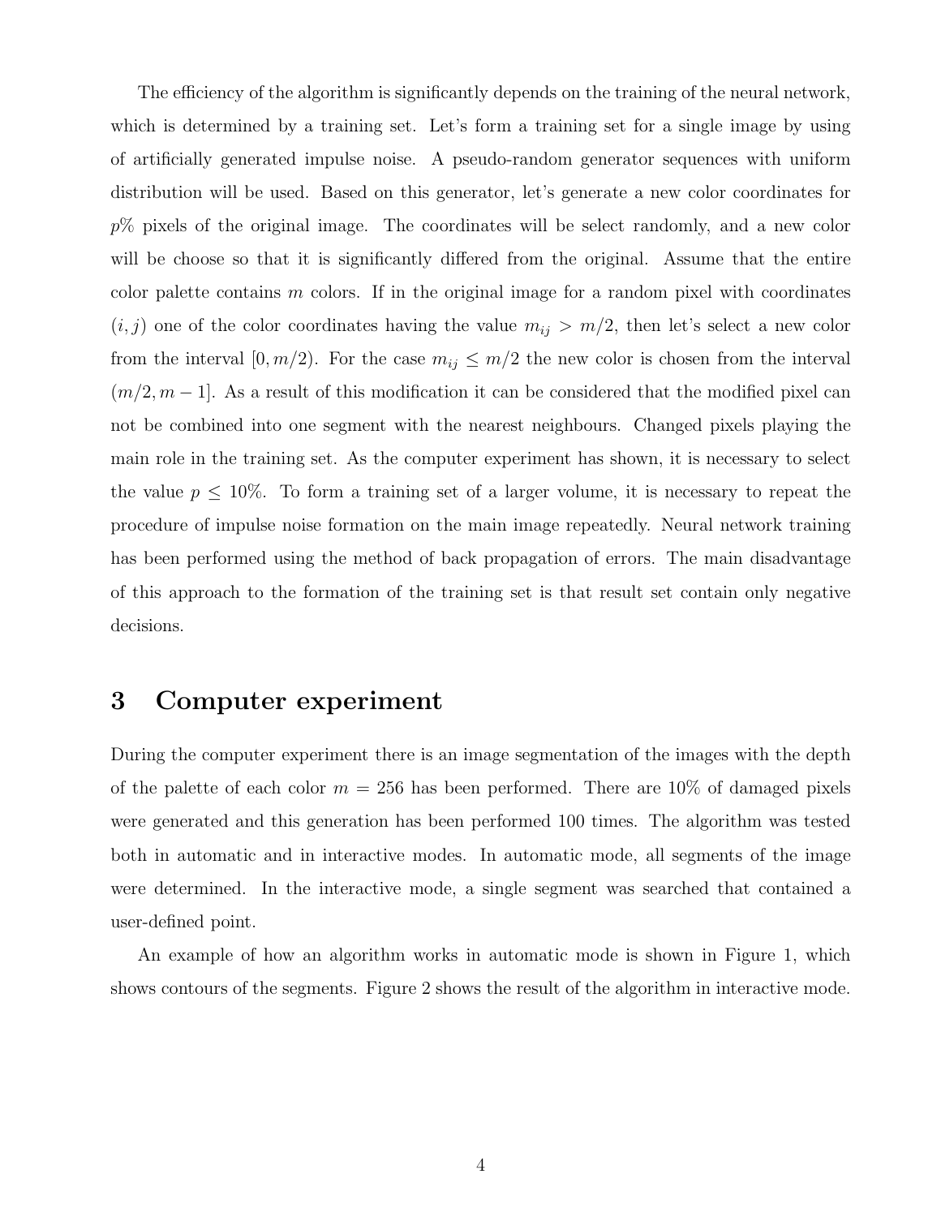The efficiency of the algorithm is significantly depends on the training of the neural network, which is determined by a training set. Let's form a training set for a single image by using of artificially generated impulse noise. A pseudo-random generator sequences with uniform distribution will be used. Based on this generator, let's generate a new color coordinates for $p$% pixels of the original image. The coordinates will be select randomly, and a new color will be choose so that it is significantly differed from the original. Assume that the entire color palette contains $m$ colors. If in the original image for a random pixel with coordinates $(i, j)$ one of the color coordinates having the value $m_{ij} > m/2$, then let's select a new color from the interval $[0, m/2)$. For the case $m_{ij} \leq m/2$ the new color is chosen from the interval $(m/2, m-1]$. As a result of this modification it can be considered that the modified pixel can not be combined into one segment with the nearest neighbours. Changed pixels playing the main role in the training set. As the computer experiment has shown, it is necessary to select the value $p \leq 10\%$. To form a training set of a larger volume, it is necessary to repeat the procedure of impulse noise formation on the main image repeatedly. Neural network training has been performed using the method of back propagation of errors. The main disadvantage of this approach to the formation of the training set is that result set contain only negative decisions.

# 3 Computer experiment

During the computer experiment there is an image segmentation of the images with the depth of the palette of each color $m = 256$ has been performed. There are 10% of damaged pixels were generated and this generation has been performed 100 times. The algorithm was tested both in automatic and in interactive modes. In automatic mode, all segments of the image were determined. In the interactive mode, a single segment was searched that contained a user-defined point.

An example of how an algorithm works in automatic mode is shown in Figure 1, which shows contours of the segments. Figure 2 shows the result of the algorithm in interactive mode.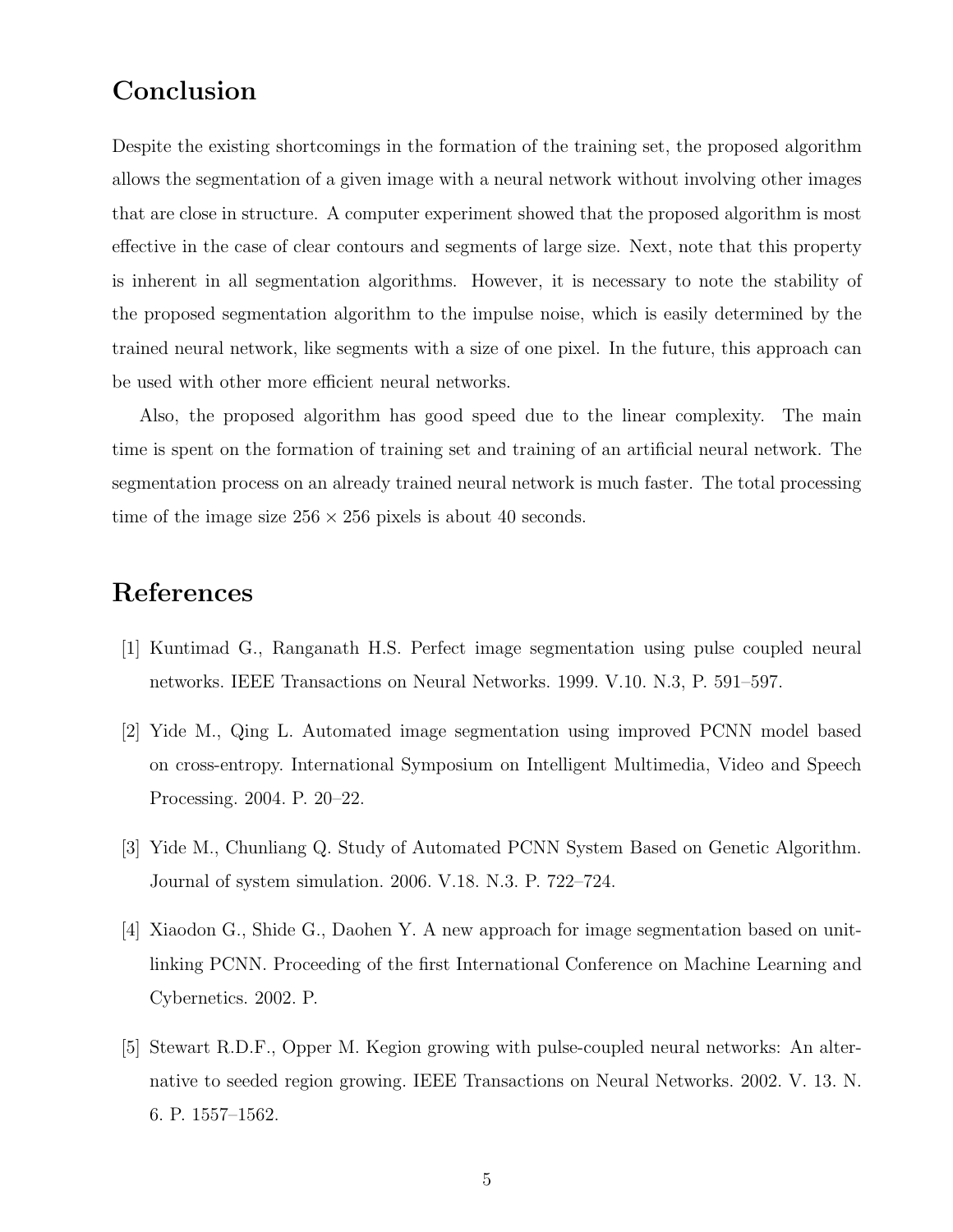## Conclusion

Despite the existing shortcomings in the formation of the training set, the proposed algorithm allows the segmentation of a given image with a neural network without involving other images that are close in structure. A computer experiment showed that the proposed algorithm is most effective in the case of clear contours and segments of large size. Next, note that this property is inherent in all segmentation algorithms. However, it is necessary to note the stability of the proposed segmentation algorithm to the impulse noise, which is easily determined by the trained neural network, like segments with a size of one pixel. In the future, this approach can be used with other more efficient neural networks.

Also, the proposed algorithm has good speed due to the linear complexity. The main time is spent on the formation of training set and training of an artificial neural network. The segmentation process on an already trained neural network is much faster. The total processing time of the image size $256 \times 256$ pixels is about 40 seconds.

## References

[1] Kuntimad G., Ranganath H.S. Perfect image segmentation using pulse coupled neural networks. IEEE Transactions on Neural Networks. 1999. V.10. N.3, P. 591–597.

[2] Yide M., Qing L. Automated image segmentation using improved PCNN model based on cross-entropy. International Symposium on Intelligent Multimedia, Video and Speech Processing. 2004. P. 20–22.

[3] Yide M., Chunliang Q. Study of Automated PCNN System Based on Genetic Algorithm. Journal of system simulation. 2006. V.18. N.3. P. 722–724.

[4] Xiaodon G., Shide G., Daohen Y. A new approach for image segmentation based on unit-linking PCNN. Proceeding of the first International Conference on Machine Learning and Cybernetics. 2002. P.

[5] Stewart R.D.F., Opper M. Kegion growing with pulse-coupled neural networks: An alternative to seeded region growing. IEEE Transactions on Neural Networks. 2002. V. 13. N. 6. P. 1557–1562.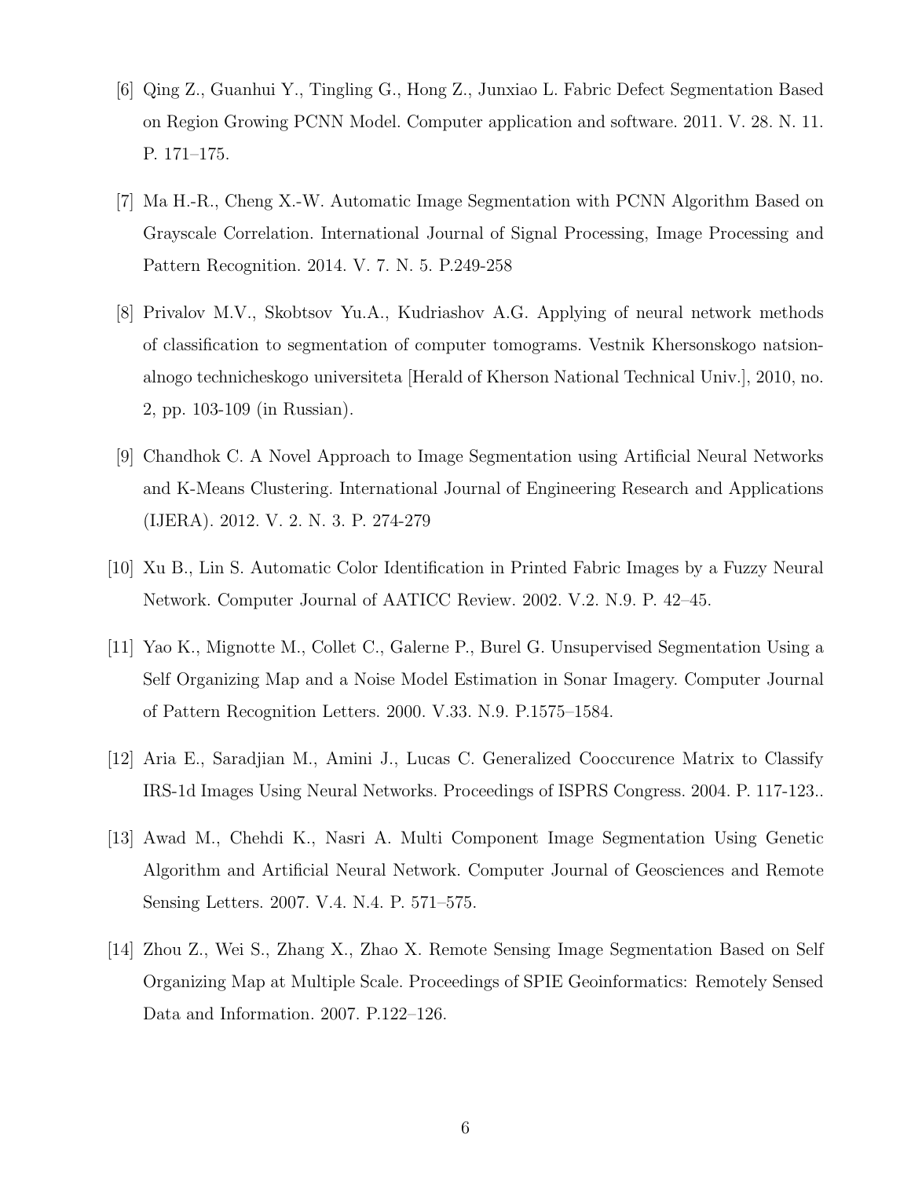[6] Qing Z., Guanhui Y., Tingling G., Hong Z., Junxiao L. Fabric Defect Segmentation Based on Region Growing PCNN Model. Computer application and software. 2011. V. 28. N. 11. P. 171–175.

[7] Ma H.-R., Cheng X.-W. Automatic Image Segmentation with PCNN Algorithm Based on Grayscale Correlation. International Journal of Signal Processing, Image Processing and Pattern Recognition. 2014. V. 7. N. 5. P.249-258

[8] Privalov M.V., Skobtsov Yu.A., Kudriashov A.G. Applying of neural network methods of classification to segmentation of computer tomograms. Vestnik Khersonskogo natsionalnogo technicheskogo universiteta [Herald of Kherson National Technical Univ.], 2010, no. 2, pp. 103-109 (in Russian).

[9] Chandhok C. A Novel Approach to Image Segmentation using Artificial Neural Networks and K-Means Clustering. International Journal of Engineering Research and Applications (IJERA). 2012. V. 2. N. 3. P. 274-279

[10] Xu B., Lin S. Automatic Color Identification in Printed Fabric Images by a Fuzzy Neural Network. Computer Journal of AATICC Review. 2002. V.2. N.9. P. 42–45.

[11] Yao K., Mignotte M., Collet C., Galerne P., Burel G. Unsupervised Segmentation Using a Self Organizing Map and a Noise Model Estimation in Sonar Imagery. Computer Journal of Pattern Recognition Letters. 2000. V.33. N.9. P.1575–1584.

[12] Aria E., Saradjian M., Amini J., Lucas C. Generalized Cooccurence Matrix to Classify IRS-1d Images Using Neural Networks. Proceedings of ISPRS Congress. 2004. P. 117-123..

[13] Awad M., Chehdi K., Nasri A. Multi Component Image Segmentation Using Genetic Algorithm and Artificial Neural Network. Computer Journal of Geosciences and Remote Sensing Letters. 2007. V.4. N.4. P. 571–575.

[14] Zhou Z., Wei S., Zhang X., Zhao X. Remote Sensing Image Segmentation Based on Self Organizing Map at Multiple Scale. Proceedings of SPIE Geoinformatics: Remotely Sensed Data and Information. 2007. P.122–126.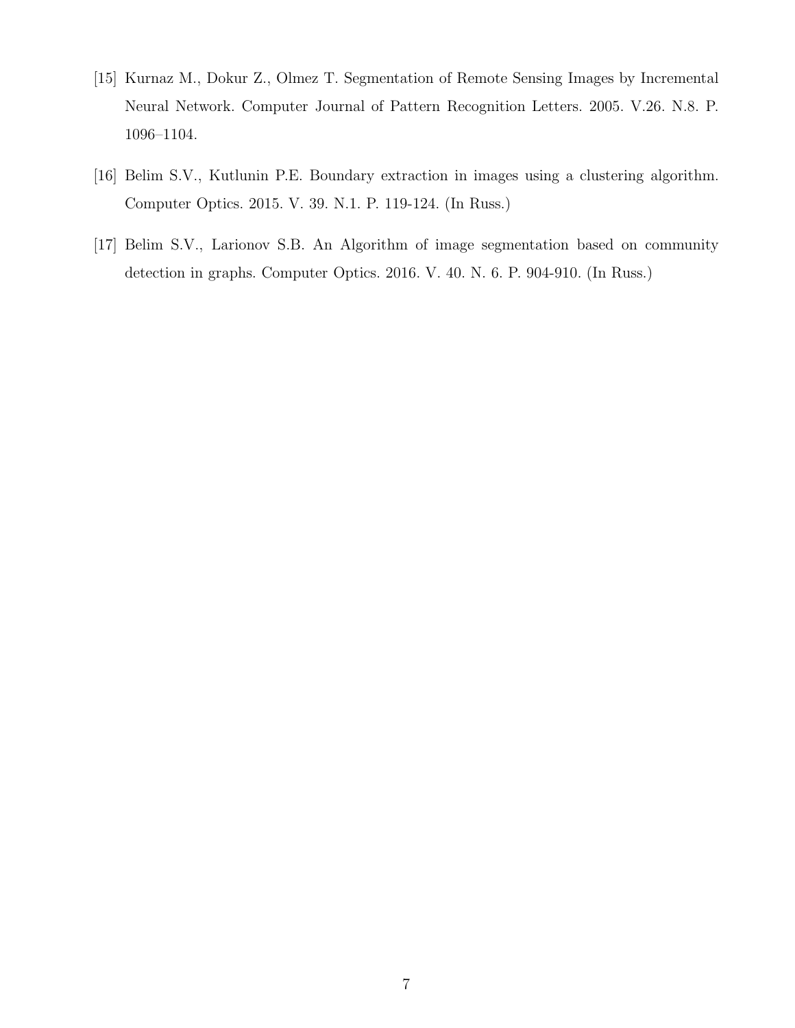[15] Kurnaz M., Dokur Z., Olmez T. Segmentation of Remote Sensing Images by Incremental Neural Network. Computer Journal of Pattern Recognition Letters. 2005. V.26. N.8. P. 1096–1104.

[16] Belim S.V., Kutlunin P.E. Boundary extraction in images using a clustering algorithm. Computer Optics. 2015. V. 39. N.1. P. 119-124. (In Russ.)

[17] Belim S.V., Larionov S.B. An Algorithm of image segmentation based on community detection in graphs. Computer Optics. 2016. V. 40. N. 6. P. 904-910. (In Russ.)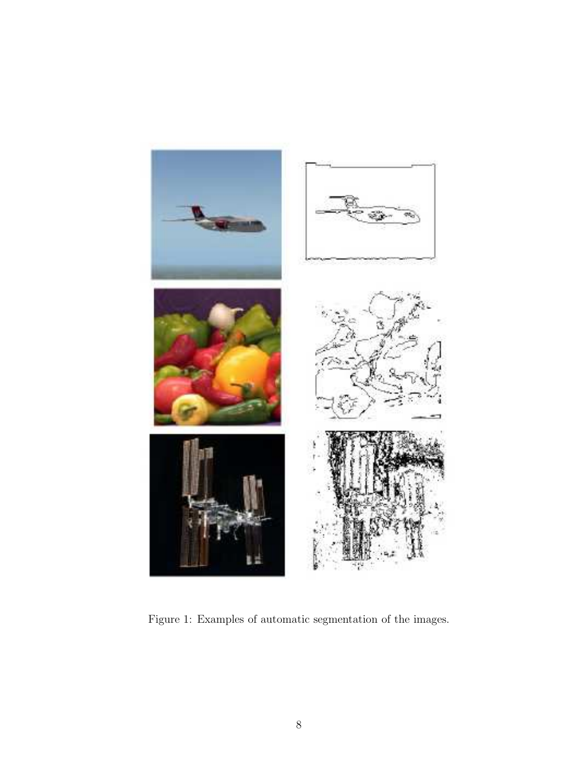Figure 1: Examples of automatic segmentation of the images.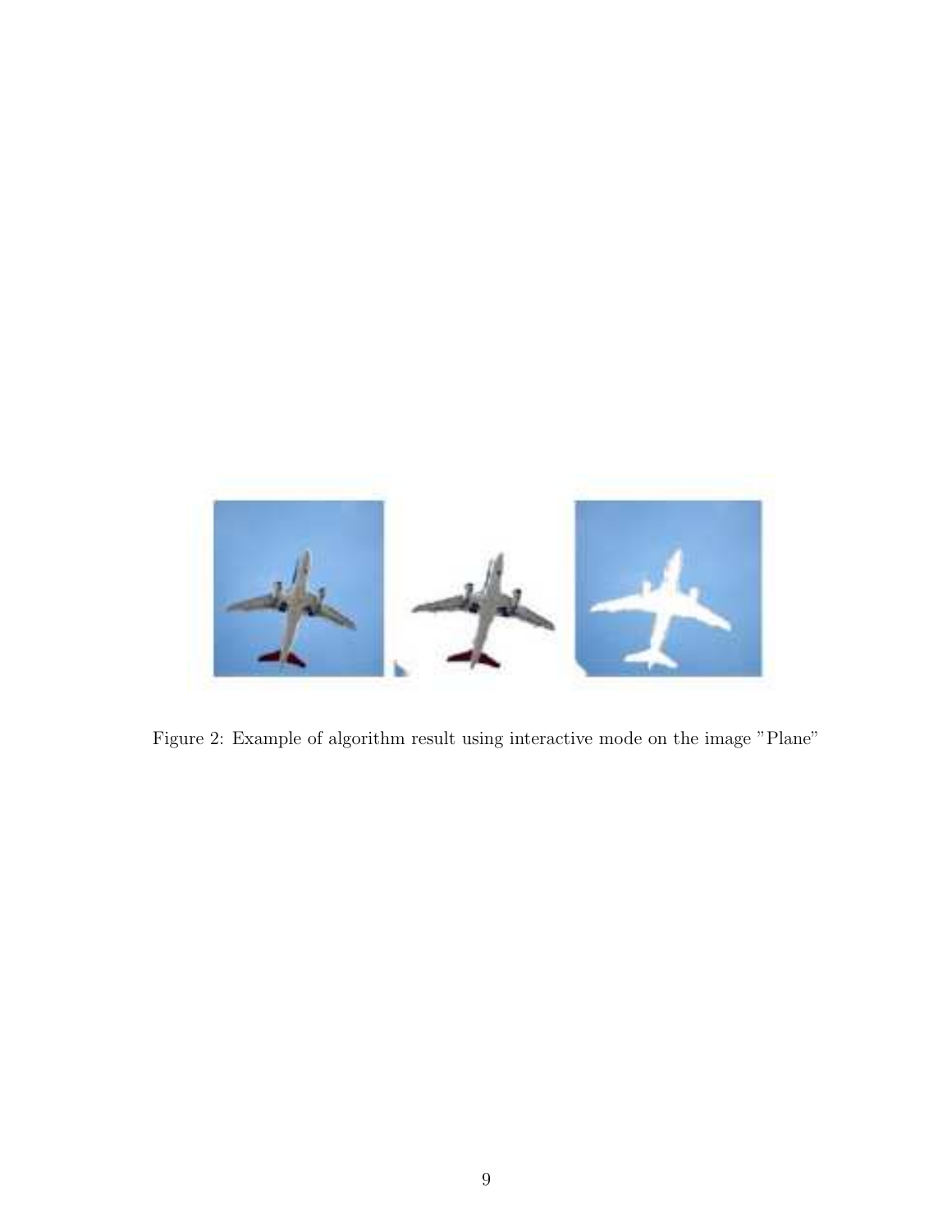Figure 2: Example of algorithm result using interactive mode on the image "Plane"